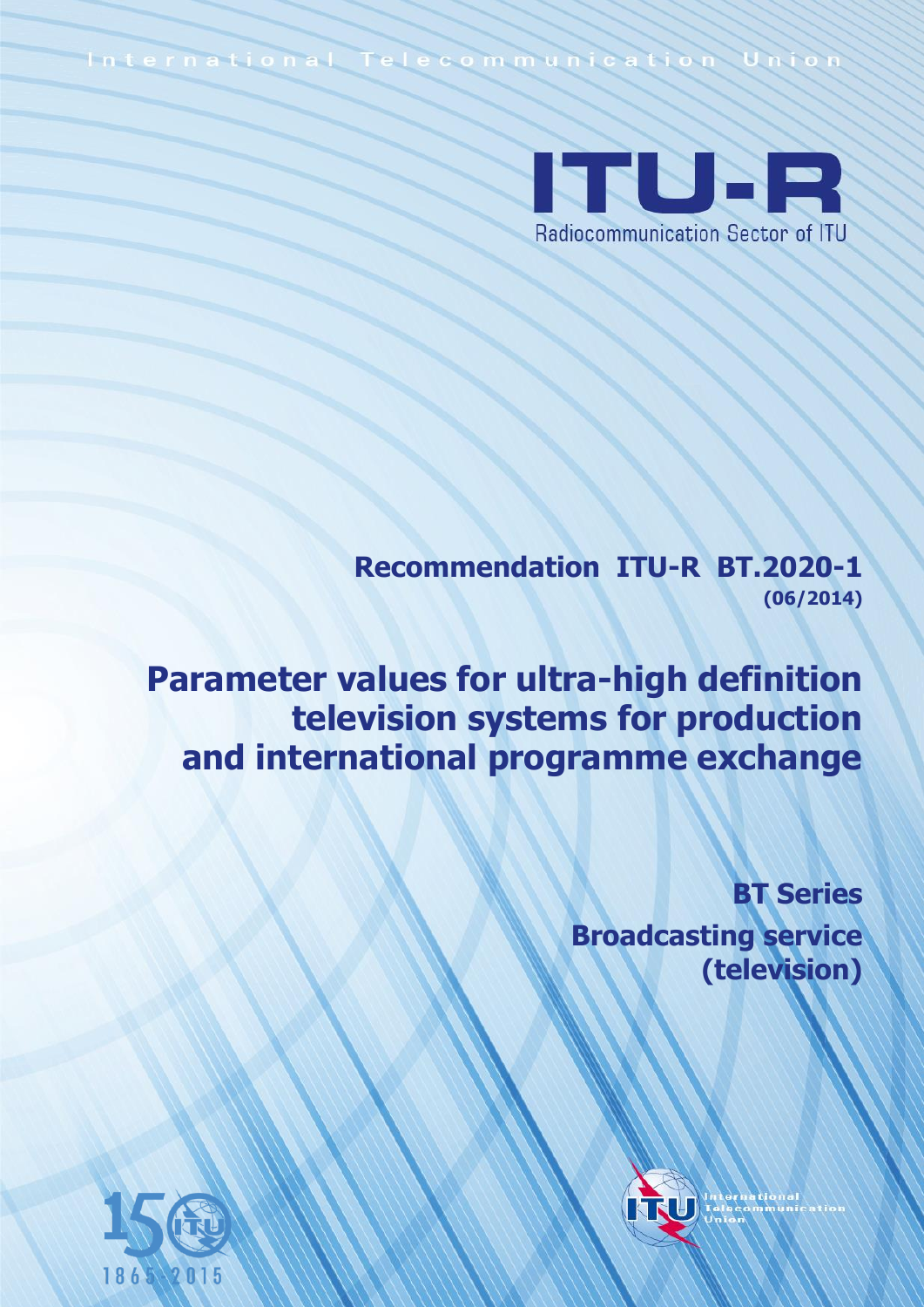International Telecommunication Union

**ITU-R**

Radiocommunication Sector of ITU

# Recommendation ITU-R BT.2020-1

**(06/2014)**

# Parameter values for ultra-high definition television systems for production and international programme exchange

**BT Series**

**Broadcasting service (television)**

1865-2015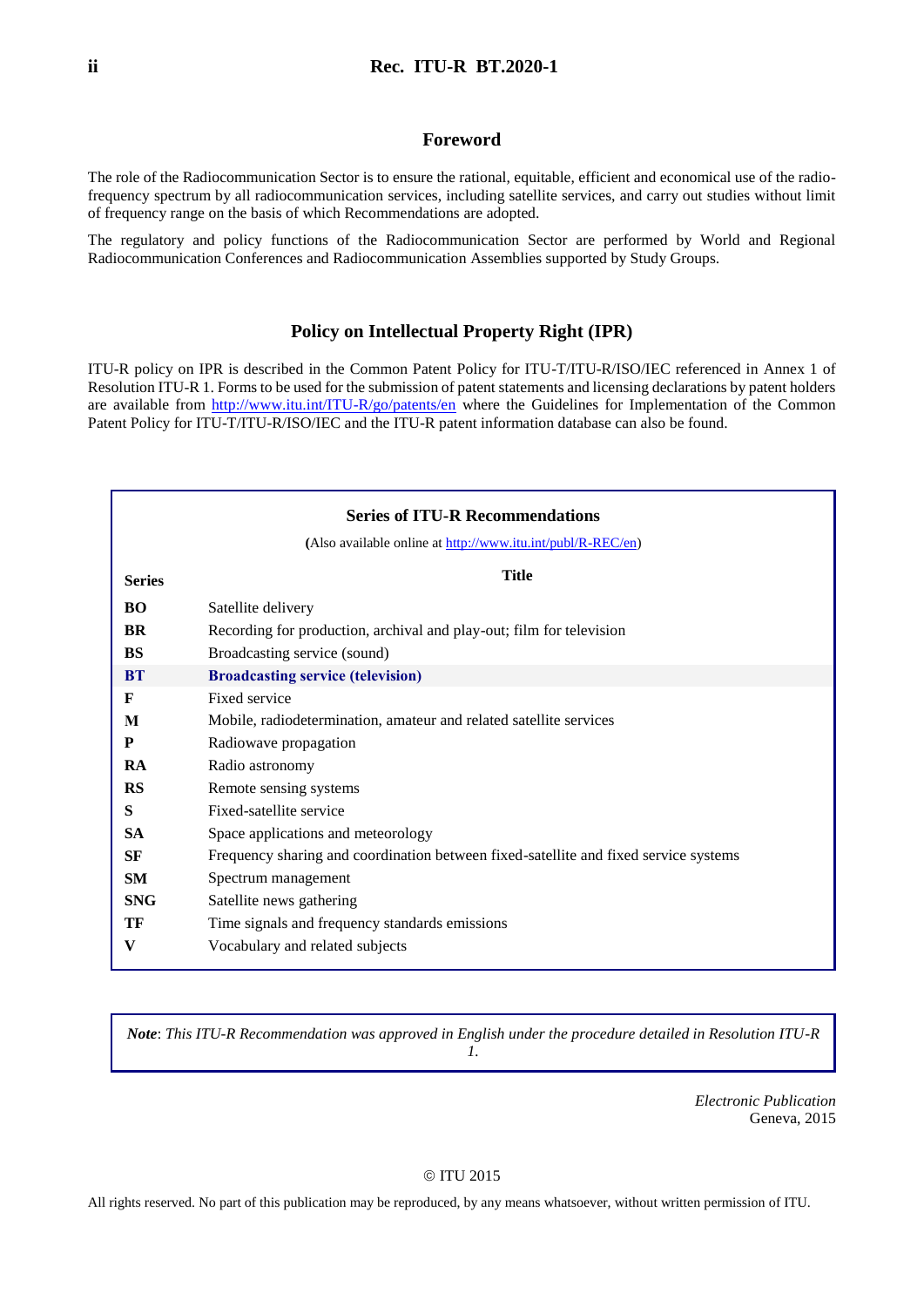## Foreword

The role of the Radiocommunication Sector is to ensure the rational, equitable, efficient and economical use of the radio-frequency spectrum by all radiocommunication services, including satellite services, and carry out studies without limit of frequency range on the basis of which Recommendations are adopted.

The regulatory and policy functions of the Radiocommunication Sector are performed by World and Regional Radiocommunication Conferences and Radiocommunication Assemblies supported by Study Groups.

## Policy on Intellectual Property Right (IPR)

ITU-R policy on IPR is described in the Common Patent Policy for ITU-T/ITU-R/ISO/IEC referenced in Annex 1 of Resolution ITU-R 1. Forms to be used for the submission of patent statements and licensing declarations by patent holders are available from http://www.itu.int/ITU-R/go/patents/en where the Guidelines for Implementation of the Common Patent Policy for ITU-T/ITU-R/ISO/IEC and the ITU-R patent information database can also be found.

**Series of ITU-R Recommendations**

(Also available online at http://www.itu.int/publ/R-REC/en)

| Series | Title |
|---|---|
| **BO** | Satellite delivery |
| **BR** | Recording for production, archival and play-out; film for television |
| **BS** | Broadcasting service (sound) |
| **BT** | **Broadcasting service (television)** |
| **F** | Fixed service |
| **M** | Mobile, radiodetermination, amateur and related satellite services |
| **P** | Radiowave propagation |
| **RA** | Radio astronomy |
| **RS** | Remote sensing systems |
| **S** | Fixed-satellite service |
| **SA** | Space applications and meteorology |
| **SF** | Frequency sharing and coordination between fixed-satellite and fixed service systems |
| **SM** | Spectrum management |
| **SNG** | Satellite news gathering |
| **TF** | Time signals and frequency standards emissions |
| **V** | Vocabulary and related subjects |

*__Note__: This ITU-R Recommendation was approved in English under the procedure detailed in Resolution ITU-R 1.*

*Electronic Publication*
Geneva, 2015

© ITU 2015

All rights reserved. No part of this publication may be reproduced, by any means whatsoever, without written permission of ITU.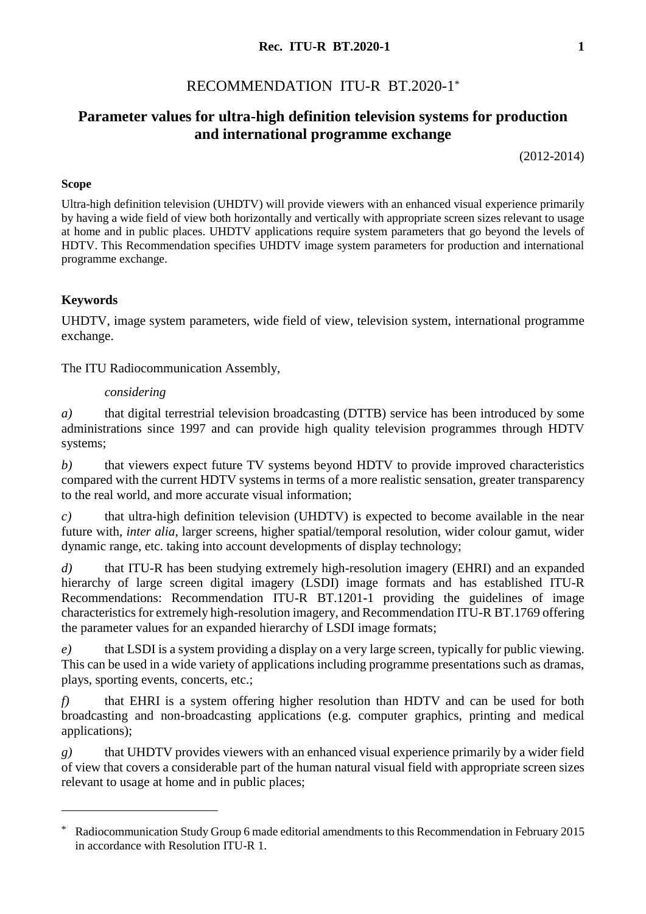# RECOMMENDATION ITU-R BT.2020-1*

## Parameter values for ultra-high definition television systems for production and international programme exchange

(2012-2014)

**Scope**

Ultra-high definition television (UHDTV) will provide viewers with an enhanced visual experience primarily by having a wide field of view both horizontally and vertically with appropriate screen sizes relevant to usage at home and in public places. UHDTV applications require system parameters that go beyond the levels of HDTV. This Recommendation specifies UHDTV image system parameters for production and international programme exchange.

**Keywords**

UHDTV, image system parameters, wide field of view, television system, international programme exchange.

The ITU Radiocommunication Assembly,

*considering*

*a)* that digital terrestrial television broadcasting (DTTB) service has been introduced by some administrations since 1997 and can provide high quality television programmes through HDTV systems;

*b)* that viewers expect future TV systems beyond HDTV to provide improved characteristics compared with the current HDTV systems in terms of a more realistic sensation, greater transparency to the real world, and more accurate visual information;

*c)* that ultra-high definition television (UHDTV) is expected to become available in the near future with, *inter alia*, larger screens, higher spatial/temporal resolution, wider colour gamut, wider dynamic range, etc. taking into account developments of display technology;

*d)* that ITU-R has been studying extremely high-resolution imagery (EHRI) and an expanded hierarchy of large screen digital imagery (LSDI) image formats and has established ITU-R Recommendations: Recommendation ITU-R BT.1201-1 providing the guidelines of image characteristics for extremely high-resolution imagery, and Recommendation ITU-R BT.1769 offering the parameter values for an expanded hierarchy of LSDI image formats;

*e)* that LSDI is a system providing a display on a very large screen, typically for public viewing. This can be used in a wide variety of applications including programme presentations such as dramas, plays, sporting events, concerts, etc.;

*f)* that EHRI is a system offering higher resolution than HDTV and can be used for both broadcasting and non-broadcasting applications (e.g. computer graphics, printing and medical applications);

*g)* that UHDTV provides viewers with an enhanced visual experience primarily by a wider field of view that covers a considerable part of the human natural visual field with appropriate screen sizes relevant to usage at home and in public places;

---

\* Radiocommunication Study Group 6 made editorial amendments to this Recommendation in February 2015 in accordance with Resolution ITU-R 1.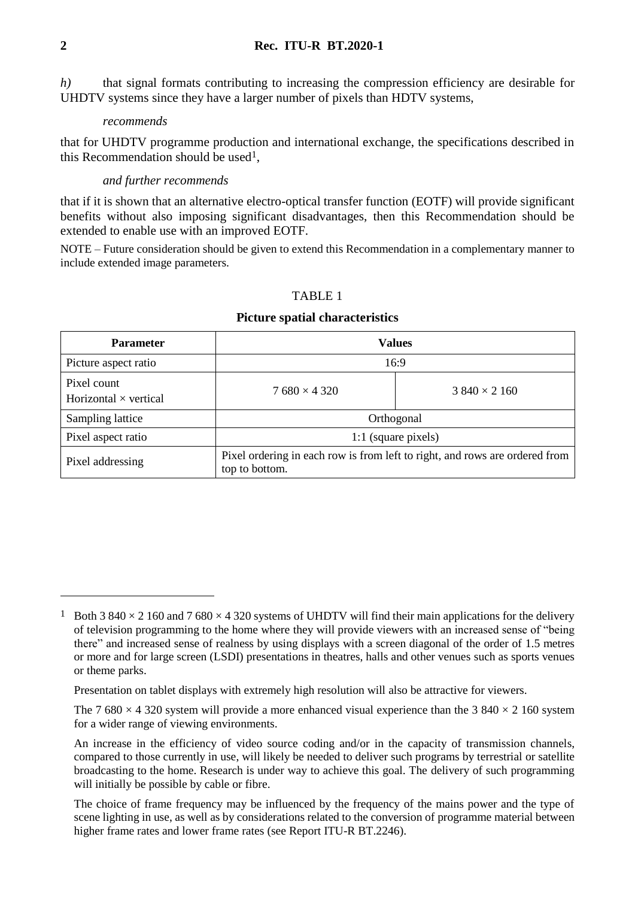*h)* that signal formats contributing to increasing the compression efficiency are desirable for UHDTV systems since they have a larger number of pixels than HDTV systems,

*recommends*

that for UHDTV programme production and international exchange, the specifications described in this Recommendation should be used[1],

*and further recommends*

that if it is shown that an alternative electro-optical transfer function (EOTF) will provide significant benefits without also imposing significant disadvantages, then this Recommendation should be extended to enable use with an improved EOTF.

NOTE – Future consideration should be given to extend this Recommendation in a complementary manner to include extended image parameters.

TABLE 1

**Picture spatial characteristics**

| **Parameter** | **Values** | |
|---|---|---|
| Picture aspect ratio | 16:9 | |
| Pixel count<br>Horizontal × vertical | 7 680 × 4 320 | 3 840 × 2 160 |
| Sampling lattice | Orthogonal | |
| Pixel aspect ratio | 1:1 (square pixels) | |
| Pixel addressing | Pixel ordering in each row is from left to right, and rows are ordered from top to bottom. | |

---

[1] Both 3 840 × 2 160 and 7 680 × 4 320 systems of UHDTV will find their main applications for the delivery of television programming to the home where they will provide viewers with an increased sense of "being there" and increased sense of realness by using displays with a screen diagonal of the order of 1.5 metres or more and for large screen (LSDI) presentations in theatres, halls and other venues such as sports venues or theme parks.

Presentation on tablet displays with extremely high resolution will also be attractive for viewers.

The 7 680 × 4 320 system will provide a more enhanced visual experience than the 3 840 × 2 160 system for a wider range of viewing environments.

An increase in the efficiency of video source coding and/or in the capacity of transmission channels, compared to those currently in use, will likely be needed to deliver such programs by terrestrial or satellite broadcasting to the home. Research is under way to achieve this goal. The delivery of such programming will initially be possible by cable or fibre.

The choice of frame frequency may be influenced by the frequency of the mains power and the type of scene lighting in use, as well as by considerations related to the conversion of programme material between higher frame rates and lower frame rates (see Report ITU-R BT.2246).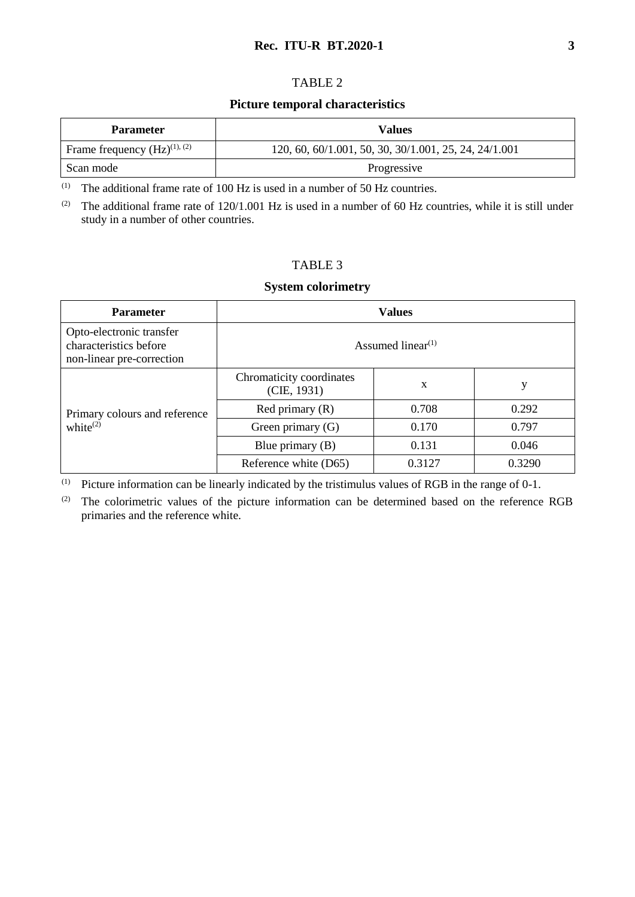TABLE 2

**Picture temporal characteristics**

| Parameter | Values |
|---|---|
| Frame frequency (Hz)[(1), (2)] | 120, 60, 60/1.001, 50, 30, 30/1.001, 25, 24, 24/1.001 |
| Scan mode | Progressive |

[(1)] The additional frame rate of 100 Hz is used in a number of 50 Hz countries.

[(2)] The additional frame rate of 120/1.001 Hz is used in a number of 60 Hz countries, while it is still under study in a number of other countries.

TABLE 3

**System colorimetry**

| Parameter | Values | | |
|---|---|---|---|
| Opto-electronic transfer characteristics before non-linear pre-correction | Assumed linear[(1)] | | |
| Primary colours and reference white[(2)] | Chromaticity coordinates (CIE, 1931) | x | y |
| | Red primary (R) | 0.708 | 0.292 |
| | Green primary (G) | 0.170 | 0.797 |
| | Blue primary (B) | 0.131 | 0.046 |
| | Reference white (D65) | 0.3127 | 0.3290 |

[(1)] Picture information can be linearly indicated by the tristimulus values of RGB in the range of 0-1.

[(2)] The colorimetric values of the picture information can be determined based on the reference RGB primaries and the reference white.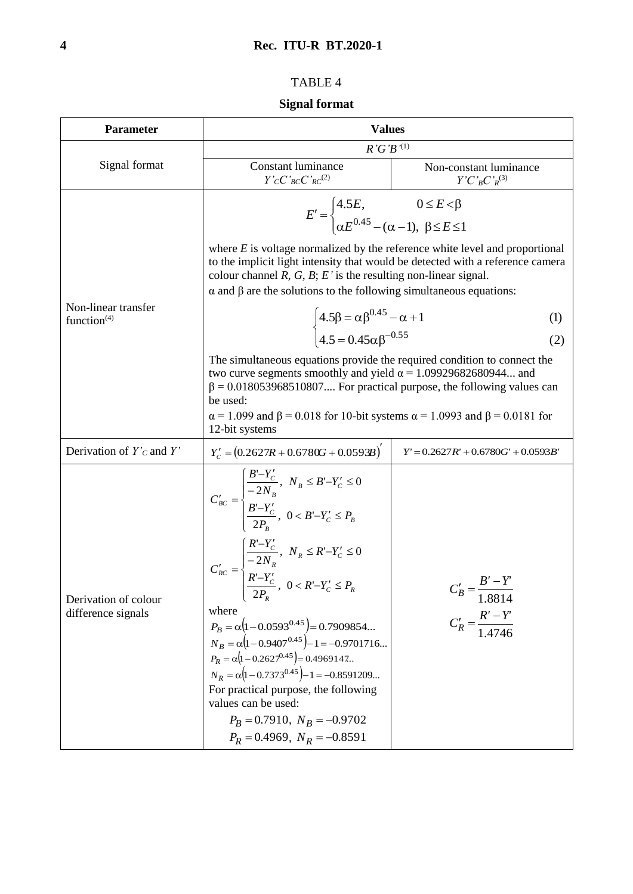TABLE 4

**Signal format**

| Parameter | Values | |
|---|---|---|
| Signal format | $R'G'B'$[1] | |
| | Constant luminance $Y'_C C'_{BC} C'_{RC}$[2] | Non-constant luminance $Y' C'_B C'_R$[3] |
| Non-linear transfer function[4] | $$E' = \begin{cases} 4.5E, & 0 \le E < \beta \\ \alpha E^{0.45} - (\alpha - 1), & \beta \le E \le 1 \end{cases}$$ where $E$ is voltage normalized by the reference white level and proportional to the implicit light intensity that would be detected with a reference camera colour channel $R$, $G$, $B$; $E'$ is the resulting non-linear signal. $\alpha$ and $\beta$ are the solutions to the following simultaneous equations: $$\begin{cases} 4.5\beta = \alpha\beta^{0.45} - \alpha + 1 & (1) \\ 4.5 = 0.45\alpha\beta^{-0.55} & (2) \end{cases}$$ The simultaneous equations provide the required condition to connect the two curve segments smoothly and yield $\alpha = 1.09929682680944...$ and $\beta = 0.018053968510807....$ For practical purpose, the following values can be used: $\alpha = 1.099$ and $\beta = 0.018$ for 10-bit systems $\alpha = 1.0993$ and $\beta = 0.0181$ for 12-bit systems | |
| Derivation of $Y'_C$ and $Y'$ | $Y'_C = (0.2627R + 0.6780G + 0.0593B)'$ | $Y' = 0.2627R' + 0.6780G' + 0.0593B'$ |
| Derivation of colour difference signals | $$C'_{BC} = \begin{cases} \dfrac{B' - Y'_C}{-2N_B}, & N_B \le B' - Y'_C \le 0 \\ \dfrac{B' - Y'_C}{2P_B}, & 0 < B' - Y'_C \le P_B \end{cases}$$ $$C'_{RC} = \begin{cases} \dfrac{R' - Y'_C}{-2N_R}, & N_R \le R' - Y'_C \le 0 \\ \dfrac{R' - Y'_C}{2P_R}, & 0 < R' - Y'_C \le P_R \end{cases}$$ where $P_B = \alpha(1 - 0.0593^{0.45}) = 0.7909854...$ $N_B = \alpha(1 - 0.9407^{0.45}) - 1 = -0.9701716...$ $P_R = \alpha(1 - 0.2627^{0.45}) = 0.4969147...$ $N_R = \alpha(1 - 0.7373^{0.45}) - 1 = -0.8591209...$ For practical purpose, the following values can be used: $P_B = 0.7910,\ N_B = -0.9702$ $P_R = 0.4969,\ N_R = -0.8591$ | $$C'_B = \frac{B' - Y'}{1.8814}$$ $$C'_R = \frac{R' - Y'}{1.4746}$$ |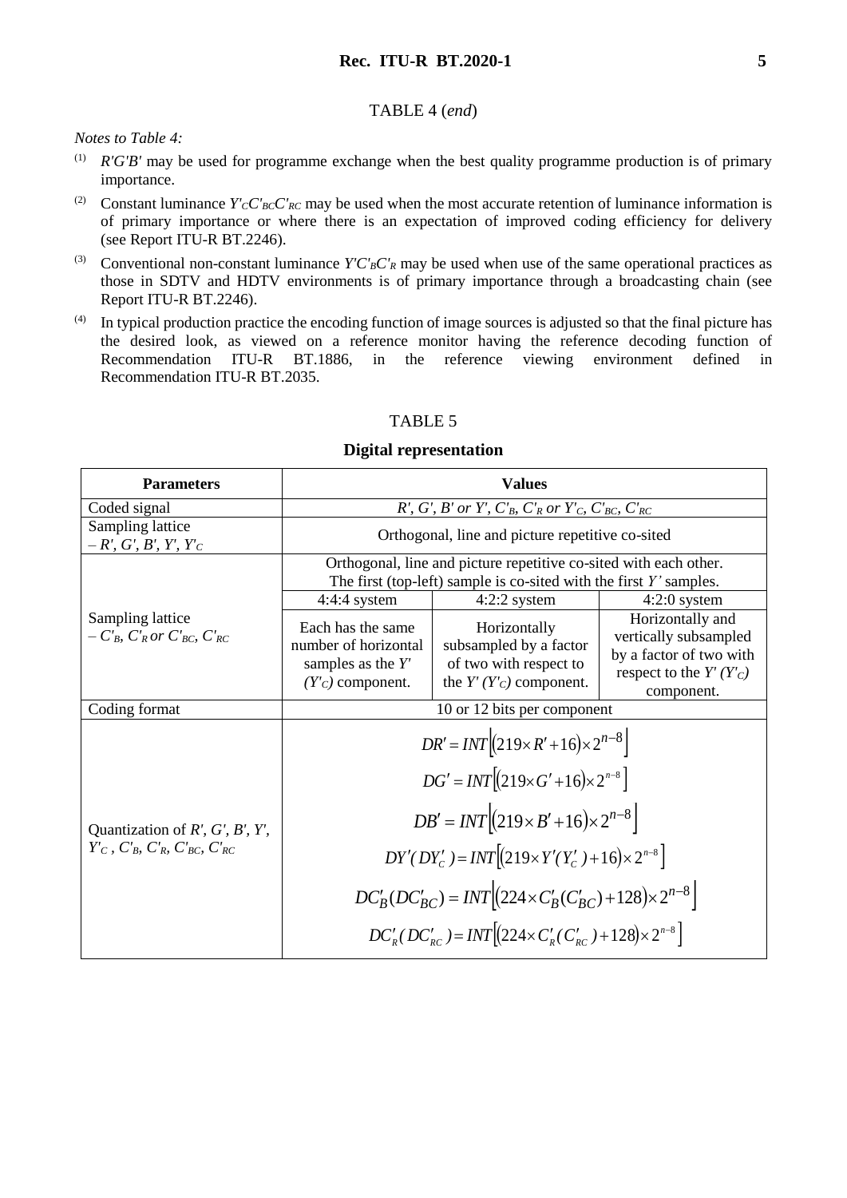TABLE 4 (*end*)

*Notes to Table 4:*

(1) $R'G'B'$ may be used for programme exchange when the best quality programme production is of primary importance.

(2) Constant luminance $Y'_CC'_{BC}C'_{RC}$ may be used when the most accurate retention of luminance information is of primary importance or where there is an expectation of improved coding efficiency for delivery (see Report ITU-R BT.2246).

(3) Conventional non-constant luminance $Y'C'_BC'_R$ may be used when use of the same operational practices as those in SDTV and HDTV environments is of primary importance through a broadcasting chain (see Report ITU-R BT.2246).

(4) In typical production practice the encoding function of image sources is adjusted so that the final picture has the desired look, as viewed on a reference monitor having the reference decoding function of Recommendation ITU-R BT.1886, in the reference viewing environment defined in Recommendation ITU-R BT.2035.

TABLE 5

**Digital representation**

| **Parameters** | **Values** | | |
|---|---|---|---|
| Coded signal | $R'$, $G'$, $B'$ or $Y'$, $C'_B$, $C'_R$ or $Y'_C$, $C'_{BC}$, $C'_{RC}$ | | |
| Sampling lattice – $R'$, $G'$, $B'$, $Y'$, $Y'_C$ | Orthogonal, line and picture repetitive co-sited | | |
| Sampling lattice – $C'_B$, $C'_R$ or $C'_{BC}$, $C'_{RC}$ | Orthogonal, line and picture repetitive co-sited with each other. The first (top-left) sample is co-sited with the first $Y'$ samples. | | |
| | 4:4:4 system | 4:2:2 system | 4:2:0 system |
| | Each has the same number of horizontal samples as the $Y'$ ($Y'_C$) component. | Horizontally subsampled by a factor of two with respect to the $Y'$ ($Y'_C$) component. | Horizontally and vertically subsampled by a factor of two with respect to the $Y'$ ($Y'_C$) component. |
| Coding format | 10 or 12 bits per component | | |
| Quantization of $R'$, $G'$, $B'$, $Y'$, $Y'_C$, $C'_B$, $C'_R$, $C'_{BC}$, $C'_{RC}$ | $DR' = INT\left[(219 \times R' + 16) \times 2^{n-8}\right]$<br>$DG' = INT\left[(219 \times G' + 16) \times 2^{n-8}\right]$<br>$DB' = INT\left[(219 \times B' + 16) \times 2^{n-8}\right]$<br>$DY'(DY'_C) = INT\left[(219 \times Y'(Y'_C) + 16) \times 2^{n-8}\right]$<br>$DC'_B(DC'_{BC}) = INT\left[(224 \times C'_B(C'_{BC}) + 128) \times 2^{n-8}\right]$<br>$DC'_R(DC'_{RC}) = INT\left[(224 \times C'_R(C'_{RC}) + 128) \times 2^{n-8}\right]$ | | |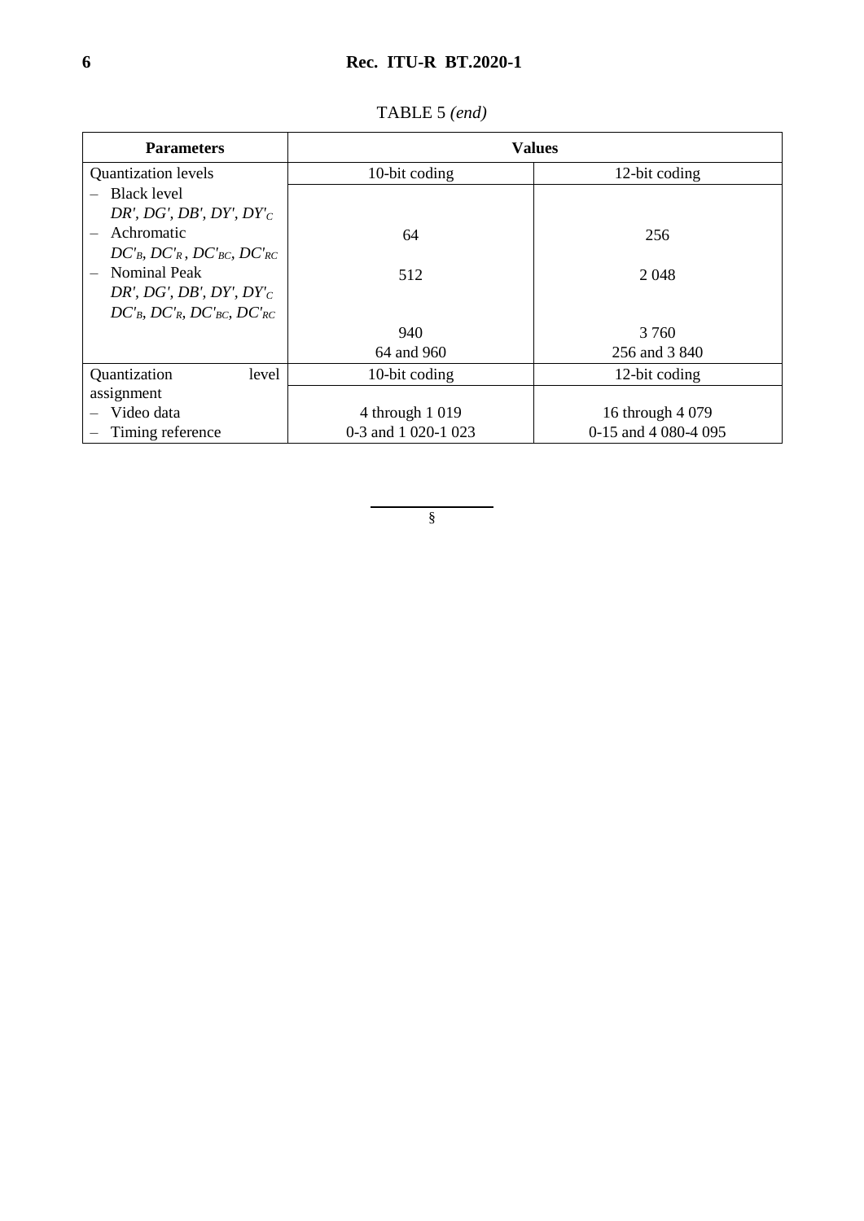TABLE 5 *(end)*

| Parameters | Values | |
|---|---|---|
| Quantization levels | 10-bit coding | 12-bit coding |
| – Black level<br>$DR'$, $DG'$, $DB'$, $DY'$, $DY'_C$<br>– Achromatic<br>$DC'_B$, $DC'_R$, $DC'_{BC}$, $DC'_{RC}$<br>– Nominal Peak<br>$DR'$, $DG'$, $DB'$, $DY'$, $DY'_C$<br>$DC'_B$, $DC'_R$, $DC'_{BC}$, $DC'_{RC}$ | 64<br>512<br>940<br>64 and 960 | 256<br>2 048<br>3 760<br>256 and 3 840 |
| Quantization level assignment | 10-bit coding | 12-bit coding |
| – Video data<br>– Timing reference | 4 through 1 019<br>0-3 and 1 020-1 023 | 16 through 4 079<br>0-15 and 4 080-4 095 |

§